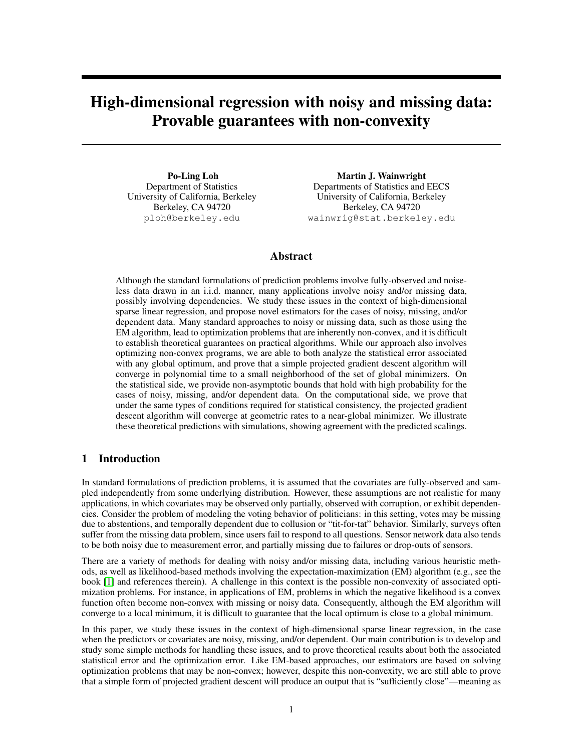# High-dimensional regression with noisy and missing data: Provable guarantees with non-convexity

**Po-Ling Loh**
Department of Statistics
University of California, Berkeley
Berkeley, CA 94720
ploh@berkeley.edu

**Martin J. Wainwright**
Departments of Statistics and EECS
University of California, Berkeley
Berkeley, CA 94720
wainwrig@stat.berkeley.edu

## Abstract

Although the standard formulations of prediction problems involve fully-observed and noiseless data drawn in an i.i.d. manner, many applications involve noisy and/or missing data, possibly involving dependencies. We study these issues in the context of high-dimensional sparse linear regression, and propose novel estimators for the cases of noisy, missing, and/or dependent data. Many standard approaches to noisy or missing data, such as those using the EM algorithm, lead to optimization problems that are inherently non-convex, and it is difficult to establish theoretical guarantees on practical algorithms. While our approach also involves optimizing non-convex programs, we are able to both analyze the statistical error associated with any global optimum, and prove that a simple projected gradient descent algorithm will converge in polynomial time to a small neighborhood of the set of global minimizers. On the statistical side, we provide non-asymptotic bounds that hold with high probability for the cases of noisy, missing, and/or dependent data. On the computational side, we prove that under the same types of conditions required for statistical consistency, the projected gradient descent algorithm will converge at geometric rates to a near-global minimizer. We illustrate these theoretical predictions with simulations, showing agreement with the predicted scalings.

## 1 Introduction

In standard formulations of prediction problems, it is assumed that the covariates are fully-observed and sampled independently from some underlying distribution. However, these assumptions are not realistic for many applications, in which covariates may be observed only partially, observed with corruption, or exhibit dependencies. Consider the problem of modeling the voting behavior of politicians: in this setting, votes may be missing due to abstentions, and temporally dependent due to collusion or "tit-for-tat" behavior. Similarly, surveys often suffer from the missing data problem, since users fail to respond to all questions. Sensor network data also tends to be both noisy due to measurement error, and partially missing due to failures or drop-outs of sensors.

There are a variety of methods for dealing with noisy and/or missing data, including various heuristic methods, as well as likelihood-based methods involving the expectation-maximization (EM) algorithm (e.g., see the book [1] and references therein). A challenge in this context is the possible non-convexity of associated optimization problems. For instance, in applications of EM, problems in which the negative likelihood is a convex function often become non-convex with missing or noisy data. Consequently, although the EM algorithm will converge to a local minimum, it is difficult to guarantee that the local optimum is close to a global minimum.

In this paper, we study these issues in the context of high-dimensional sparse linear regression, in the case when the predictors or covariates are noisy, missing, and/or dependent. Our main contribution is to develop and study some simple methods for handling these issues, and to prove theoretical results about both the associated statistical error and the optimization error. Like EM-based approaches, our estimators are based on solving optimization problems that may be non-convex; however, despite this non-convexity, we are still able to prove that a simple form of projected gradient descent will produce an output that is "sufficiently close"—meaning as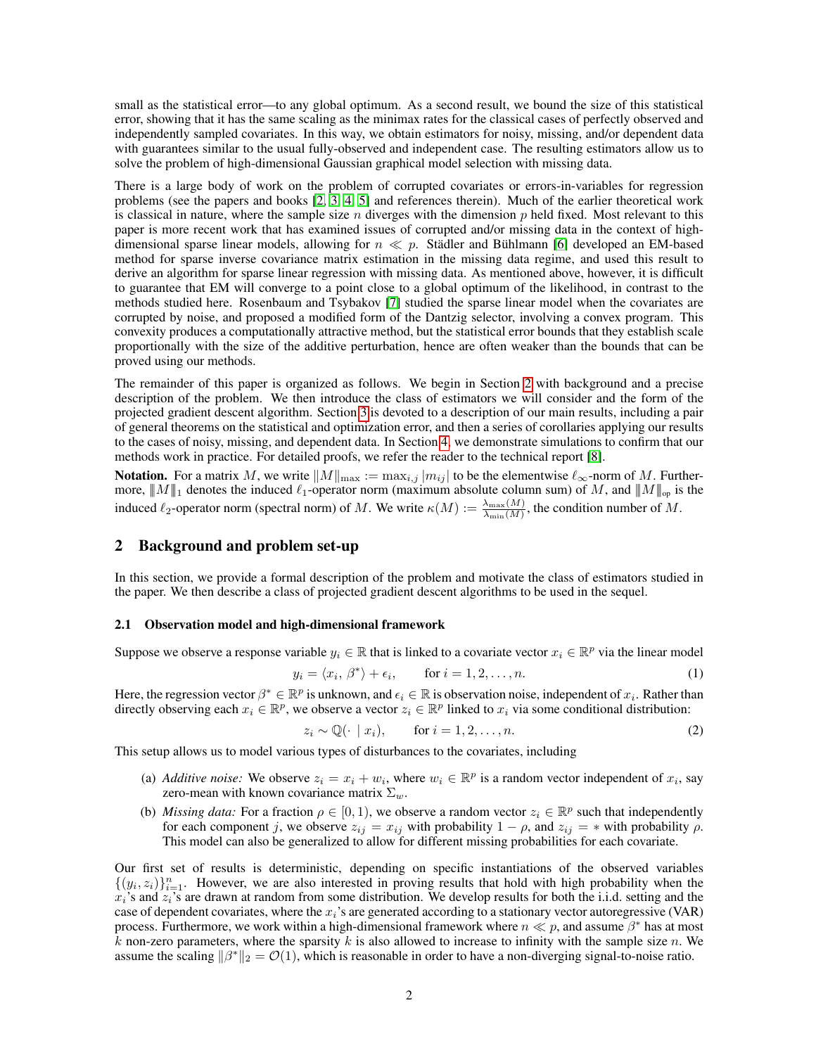small as the statistical error—to any global optimum. As a second result, we bound the size of this statistical error, showing that it has the same scaling as the minimax rates for the classical cases of perfectly observed and independently sampled covariates. In this way, we obtain estimators for noisy, missing, and/or dependent data with guarantees similar to the usual fully-observed and independent case. The resulting estimators allow us to solve the problem of high-dimensional Gaussian graphical model selection with missing data.

There is a large body of work on the problem of corrupted covariates or errors-in-variables for regression problems (see the papers and books [2, 3, 4, 5] and references therein). Much of the earlier theoretical work is classical in nature, where the sample size $n$ diverges with the dimension $p$ held fixed. Most relevant to this paper is more recent work that has examined issues of corrupted and/or missing data in the context of high-dimensional sparse linear models, allowing for $n \ll p$. Städler and Bühlmann [6] developed an EM-based method for sparse inverse covariance matrix estimation in the missing data regime, and used this result to derive an algorithm for sparse linear regression with missing data. As mentioned above, however, it is difficult to guarantee that EM will converge to a point close to a global optimum of the likelihood, in contrast to the methods studied here. Rosenbaum and Tsybakov [7] studied the sparse linear model when the covariates are corrupted by noise, and proposed a modified form of the Dantzig selector, involving a convex program. This convexity produces a computationally attractive method, but the statistical error bounds that they establish scale proportionally with the size of the additive perturbation, hence are often weaker than the bounds that can be proved using our methods.

The remainder of this paper is organized as follows. We begin in Section 2 with background and a precise description of the problem. We then introduce the class of estimators we will consider and the form of the projected gradient descent algorithm. Section 3 is devoted to a description of our main results, including a pair of general theorems on the statistical and optimization error, and then a series of corollaries applying our results to the cases of noisy, missing, and dependent data. In Section 4, we demonstrate simulations to confirm that our methods work in practice. For detailed proofs, we refer the reader to the technical report [8].

**Notation.** For a matrix $M$, we write $\|M\|_{\max} := \max_{i,j} |m_{ij}|$ to be the elementwise $\ell_\infty$-norm of $M$. Furthermore, $|||M|||_1$ denotes the induced $\ell_1$-operator norm (maximum absolute column sum) of $M$, and $|||M|||_{\text{op}}$ is the induced $\ell_2$-operator norm (spectral norm) of $M$. We write $\kappa(M) := \frac{\lambda_{\max}(M)}{\lambda_{\min}(M)}$, the condition number of $M$.

## 2 Background and problem set-up

In this section, we provide a formal description of the problem and motivate the class of estimators studied in the paper. We then describe a class of projected gradient descent algorithms to be used in the sequel.

### 2.1 Observation model and high-dimensional framework

Suppose we observe a response variable $y_i \in \mathbb{R}$ that is linked to a covariate vector $x_i \in \mathbb{R}^p$ via the linear model

$$y_i = \langle x_i,\, \beta^* \rangle + \epsilon_i, \qquad \text{for } i = 1, 2, \dots, n. \tag{1}$$

Here, the regression vector $\beta^* \in \mathbb{R}^p$ is unknown, and $\epsilon_i \in \mathbb{R}$ is observation noise, independent of $x_i$. Rather than directly observing each $x_i \in \mathbb{R}^p$, we observe a vector $z_i \in \mathbb{R}^p$ linked to $x_i$ via some conditional distribution:

$$z_i \sim \mathbb{Q}(\cdot \mid x_i), \qquad \text{for } i = 1, 2, \dots, n. \tag{2}$$

This setup allows us to model various types of disturbances to the covariates, including

(a) *Additive noise:* We observe $z_i = x_i + w_i$, where $w_i \in \mathbb{R}^p$ is a random vector independent of $x_i$, say zero-mean with known covariance matrix $\Sigma_w$.

(b) *Missing data:* For a fraction $\rho \in [0, 1)$, we observe a random vector $z_i \in \mathbb{R}^p$ such that independently for each component $j$, we observe $z_{ij} = x_{ij}$ with probability $1 - \rho$, and $z_{ij} = *$ with probability $\rho$. This model can also be generalized to allow for different missing probabilities for each covariate.

Our first set of results is deterministic, depending on specific instantiations of the observed variables $\{(y_i, z_i)\}_{i=1}^n$. However, we are also interested in proving results that hold with high probability when the $x_i$'s and $z_i$'s are drawn at random from some distribution. We develop results for both the i.i.d. setting and the case of dependent covariates, where the $x_i$'s are generated according to a stationary vector autoregressive (VAR) process. Furthermore, we work within a high-dimensional framework where $n \ll p$, and assume $\beta^*$ has at most $k$ non-zero parameters, where the sparsity $k$ is also allowed to increase to infinity with the sample size $n$. We assume the scaling $\|\beta^*\|_2 = \mathcal{O}(1)$, which is reasonable in order to have a non-diverging signal-to-noise ratio.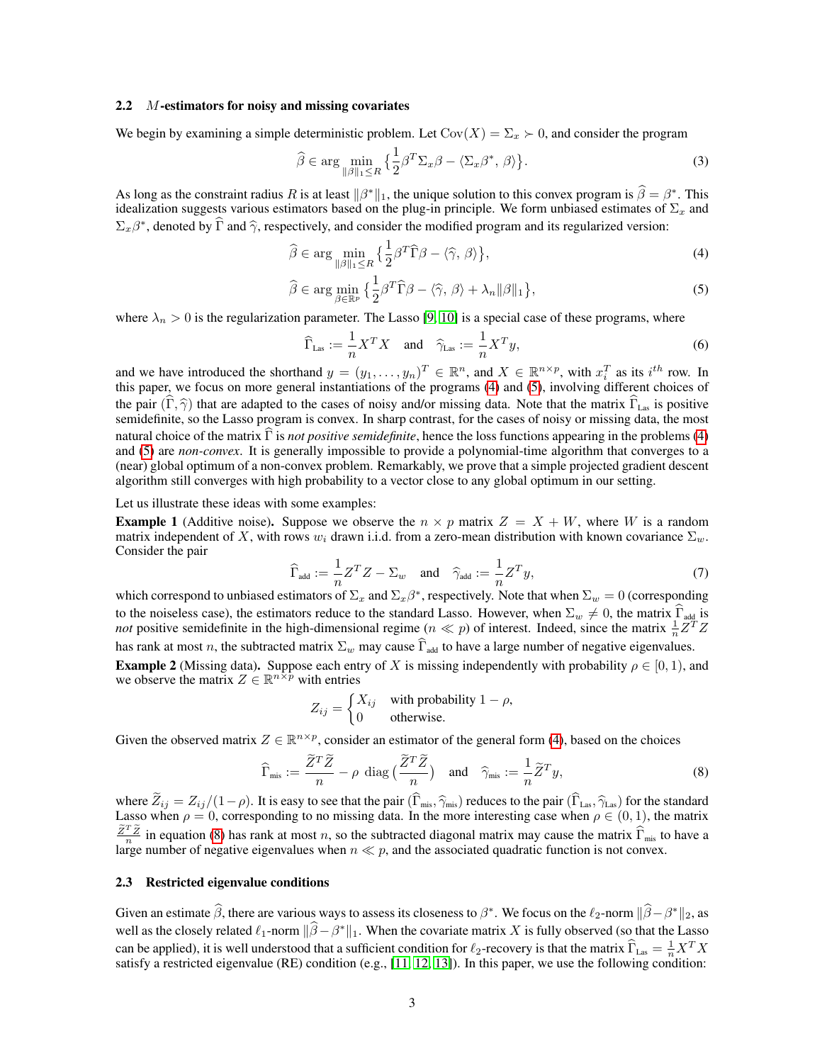### 2.2 $M$-estimators for noisy and missing covariates

We begin by examining a simple deterministic problem. Let $\mathrm{Cov}(X) = \Sigma_x \succ 0$, and consider the program

$$\widehat{\beta} \in \arg \min_{\|\beta\|_1 \le R} \Big\{ \frac{1}{2} \beta^T \Sigma_x \beta - \langle \Sigma_x \beta^*, \, \beta \rangle \Big\}. \tag{3}$$

As long as the constraint radius $R$ is at least $\|\beta^*\|_1$, the unique solution to this convex program is $\widehat{\beta} = \beta^*$. This idealization suggests various estimators based on the plug-in principle. We form unbiased estimates of $\Sigma_x$ and $\Sigma_x \beta^*$, denoted by $\widehat{\Gamma}$ and $\widehat{\gamma}$, respectively, and consider the modified program and its regularized version:

$$\widehat{\beta} \in \arg \min_{\|\beta\|_1 \le R} \Big\{ \frac{1}{2} \beta^T \widehat{\Gamma} \beta - \langle \widehat{\gamma}, \, \beta \rangle \Big\}, \tag{4}$$

$$\widehat{\beta} \in \arg \min_{\beta \in \mathbb{R}^p} \Big\{ \frac{1}{2} \beta^T \widehat{\Gamma} \beta - \langle \widehat{\gamma}, \, \beta \rangle + \lambda_n \|\beta\|_1 \Big\}, \tag{5}$$

where $\lambda_n > 0$ is the regularization parameter. The Lasso [9, 10] is a special case of these programs, where

$$\widehat{\Gamma}_{\text{Las}} := \frac{1}{n} X^T X \quad \text{and} \quad \widehat{\gamma}_{\text{Las}} := \frac{1}{n} X^T y, \tag{6}$$

and we have introduced the shorthand $y = (y_1, \ldots, y_n)^T \in \mathbb{R}^n$, and $X \in \mathbb{R}^{n \times p}$, with $x_i^T$ as its $i^{th}$ row. In this paper, we focus on more general instantiations of the programs (4) and (5), involving different choices of the pair $(\widehat{\Gamma}, \widehat{\gamma})$ that are adapted to the cases of noisy and/or missing data. Note that the matrix $\widehat{\Gamma}_{\text{Las}}$ is positive semidefinite, so the Lasso program is convex. In sharp contrast, for the cases of noisy or missing data, the most natural choice of the matrix $\widehat{\Gamma}$ is *not positive semidefinite*, hence the loss functions appearing in the problems (4) and (5) are *non-convex*. It is generally impossible to provide a polynomial-time algorithm that converges to a (near) global optimum of a non-convex problem. Remarkably, we prove that a simple projected gradient descent algorithm still converges with high probability to a vector close to any global optimum in our setting.

Let us illustrate these ideas with some examples:

**Example 1** (Additive noise). Suppose we observe the $n \times p$ matrix $Z = X + W$, where $W$ is a random matrix independent of $X$, with rows $w_i$ drawn i.i.d. from a zero-mean distribution with known covariance $\Sigma_w$. Consider the pair

$$\widehat{\Gamma}_{\text{add}} := \frac{1}{n} Z^T Z - \Sigma_w \quad \text{and} \quad \widehat{\gamma}_{\text{add}} := \frac{1}{n} Z^T y, \tag{7}$$

which correspond to unbiased estimators of $\Sigma_x$ and $\Sigma_x \beta^*$, respectively. Note that when $\Sigma_w = 0$ (corresponding to the noiseless case), the estimators reduce to the standard Lasso. However, when $\Sigma_w \neq 0$, the matrix $\widehat{\Gamma}_{\text{add}}$ is *not* positive semidefinite in the high-dimensional regime ($n \ll p$) of interest. Indeed, since the matrix $\frac{1}{n} Z^T Z$ has rank at most $n$, the subtracted matrix $\Sigma_w$ may cause $\widehat{\Gamma}_{\text{add}}$ to have a large number of negative eigenvalues.

**Example 2** (Missing data). Suppose each entry of $X$ is missing independently with probability $\rho \in [0, 1)$, and we observe the matrix $Z \in \mathbb{R}^{n \times p}$ with entries

$$Z_{ij} = \begin{cases} X_{ij} & \text{with probability } 1 - \rho, \\ 0 & \text{otherwise.} \end{cases}$$

Given the observed matrix $Z \in \mathbb{R}^{n \times p}$, consider an estimator of the general form (4), based on the choices

$$\widehat{\Gamma}_{\text{mis}} := \frac{\widetilde{Z}^T \widetilde{Z}}{n} - \rho \ \mathrm{diag}\Big( \frac{\widetilde{Z}^T \widetilde{Z}}{n} \Big) \quad \text{and} \quad \widehat{\gamma}_{\text{mis}} := \frac{1}{n} \widetilde{Z}^T y, \tag{8}$$

where $\widetilde{Z}_{ij} = Z_{ij}/(1 - \rho)$. It is easy to see that the pair $(\widehat{\Gamma}_{\text{mis}}, \widehat{\gamma}_{\text{mis}})$ reduces to the pair $(\widehat{\Gamma}_{\text{Las}}, \widehat{\gamma}_{\text{Las}})$ for the standard Lasso when $\rho = 0$, corresponding to no missing data. In the more interesting case when $\rho \in (0, 1)$, the matrix $\frac{\widetilde{Z}^T \widetilde{Z}}{n}$ in equation (8) has rank at most $n$, so the subtracted diagonal matrix may cause $\widehat{\Gamma}_{\text{mis}}$ to have a large number of negative eigenvalues when $n \ll p$, and the associated quadratic function is not convex.

### 2.3 Restricted eigenvalue conditions

Given an estimate $\widehat{\beta}$, there are various ways to assess its closeness to $\beta^*$. We focus on the $\ell_2$-norm $\|\widehat{\beta} - \beta^*\|_2$, as well as the closely related $\ell_1$-norm $\|\widehat{\beta} - \beta^*\|_1$. When the covariate matrix $X$ is fully observed (so that the Lasso can be applied), it is well understood that a sufficient condition for $\ell_2$-recovery is that the matrix $\widehat{\Gamma}_{\text{Las}} = \frac{1}{n} X^T X$ satisfy a restricted eigenvalue (RE) condition (e.g., [11, 12, 13]). In this paper, we use the following condition: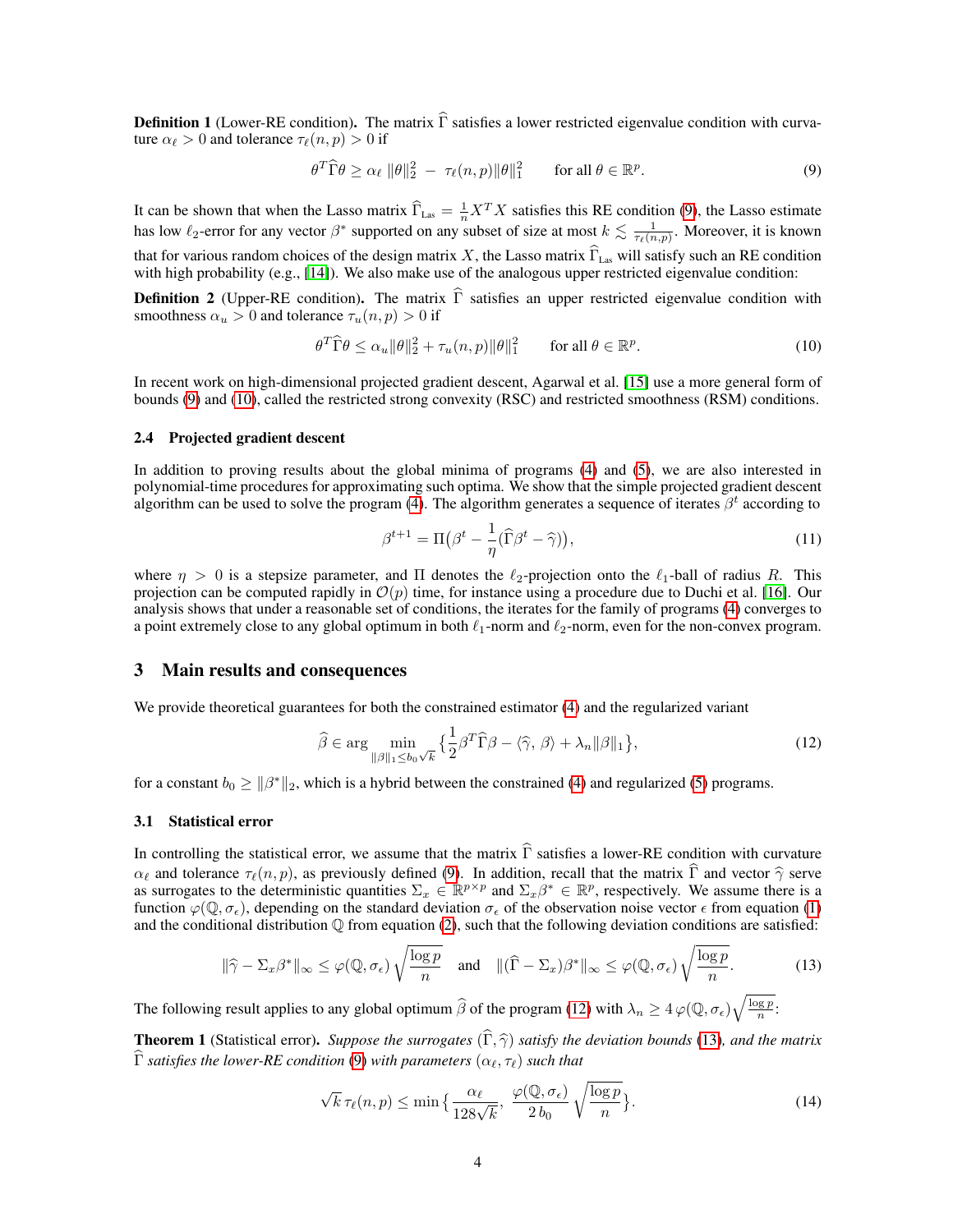**Definition 1** (Lower-RE condition)**.** The matrix $\widehat{\Gamma}$ satisfies a lower restricted eigenvalue condition with curvature $\alpha_\ell > 0$ and tolerance $\tau_\ell(n,p) > 0$ if

$$\theta^T \widehat{\Gamma} \theta \geq \alpha_\ell \, \|\theta\|_2^2 \; - \; \tau_\ell(n,p) \|\theta\|_1^2 \qquad \text{for all } \theta \in \mathbb{R}^p. \tag{9}$$

It can be shown that when the Lasso matrix $\widehat{\Gamma}_{\text{Las}} = \frac{1}{n} X^T X$ satisfies this RE condition (9), the Lasso estimate has low $\ell_2$-error for any vector $\beta^*$ supported on any subset of size at most $k \lesssim \frac{1}{\tau_\ell(n,p)}$. Moreover, it is known that for various random choices of the design matrix $X$, the Lasso matrix $\widehat{\Gamma}_{\text{Las}}$ will satisfy such an RE condition with high probability (e.g., [14]). We also make use of the analogous upper restricted eigenvalue condition:

**Definition 2** (Upper-RE condition)**.** The matrix $\widehat{\Gamma}$ satisfies an upper restricted eigenvalue condition with smoothness $\alpha_u > 0$ and tolerance $\tau_u(n,p) > 0$ if

$$\theta^T \widehat{\Gamma} \theta \leq \alpha_u \|\theta\|_2^2 + \tau_u(n,p) \|\theta\|_1^2 \qquad \text{for all } \theta \in \mathbb{R}^p. \tag{10}$$

In recent work on high-dimensional projected gradient descent, Agarwal et al. [15] use a more general form of bounds (9) and (10), called the restricted strong convexity (RSC) and restricted smoothness (RSM) conditions.

### 2.4 Projected gradient descent

In addition to proving results about the global minima of programs (4) and (5), we are also interested in polynomial-time procedures for approximating such optima. We show that the simple projected gradient descent algorithm can be used to solve the program (4). The algorithm generates a sequence of iterates $\beta^t$ according to

$$\beta^{t+1} = \Pi\big(\beta^t - \frac{1}{\eta}(\widehat{\Gamma}\beta^t - \widehat{\gamma})\big), \tag{11}$$

where $\eta > 0$ is a stepsize parameter, and $\Pi$ denotes the $\ell_2$-projection onto the $\ell_1$-ball of radius $R$. This projection can be computed rapidly in $\mathcal{O}(p)$ time, for instance using a procedure due to Duchi et al. [16]. Our analysis shows that under a reasonable set of conditions, the iterates for the family of programs (4) converges to a point extremely close to any global optimum in both $\ell_1$-norm and $\ell_2$-norm, even for the non-convex program.

## 3 Main results and consequences

We provide theoretical guarantees for both the constrained estimator (4) and the regularized variant

$$\widehat{\beta} \in \arg \min_{\|\beta\|_1 \leq b_0 \sqrt{k}} \big\{ \frac{1}{2} \beta^T \widehat{\Gamma} \beta - \langle \widehat{\gamma}, \, \beta \rangle + \lambda_n \|\beta\|_1 \big\}, \tag{12}$$

for a constant $b_0 \geq \|\beta^*\|_2$, which is a hybrid between the constrained (4) and regularized (5) programs.

### 3.1 Statistical error

In controlling the statistical error, we assume that the matrix $\widehat{\Gamma}$ satisfies a lower-RE condition with curvature $\alpha_\ell$ and tolerance $\tau_\ell(n,p)$, as previously defined (9). In addition, recall that the matrix $\widehat{\Gamma}$ and vector $\widehat{\gamma}$ serve as surrogates to the deterministic quantities $\Sigma_x \in \mathbb{R}^{p \times p}$ and $\Sigma_x \beta^* \in \mathbb{R}^p$, respectively. We assume there is a function $\varphi(\mathbb{Q}, \sigma_\epsilon)$, depending on the standard deviation $\sigma_\epsilon$ of the observation noise vector $\epsilon$ from equation (1) and the conditional distribution $\mathbb{Q}$ from equation (2), such that the following deviation conditions are satisfied:

$$\|\widehat{\gamma} - \Sigma_x \beta^*\|_\infty \leq \varphi(\mathbb{Q}, \sigma_\epsilon) \sqrt{\frac{\log p}{n}} \quad \text{and} \quad \|(\widehat{\Gamma} - \Sigma_x)\beta^*\|_\infty \leq \varphi(\mathbb{Q}, \sigma_\epsilon) \sqrt{\frac{\log p}{n}}. \tag{13}$$

The following result applies to any global optimum $\widehat{\beta}$ of the program (12) with $\lambda_n \geq 4 \, \varphi(\mathbb{Q}, \sigma_\epsilon) \sqrt{\frac{\log p}{n}}$:

**Theorem 1** (Statistical error)**.** *Suppose the surrogates $(\widehat{\Gamma}, \widehat{\gamma})$ satisfy the deviation bounds (13), and the matrix $\widehat{\Gamma}$ satisfies the lower-RE condition (9) with parameters $(\alpha_\ell, \tau_\ell)$ such that*

$$\sqrt{k} \, \tau_\ell(n,p) \leq \min \big\{ \frac{\alpha_\ell}{128\sqrt{k}}, \; \frac{\varphi(\mathbb{Q}, \sigma_\epsilon)}{2 \, b_0} \sqrt{\frac{\log p}{n}} \big\}. \tag{14}$$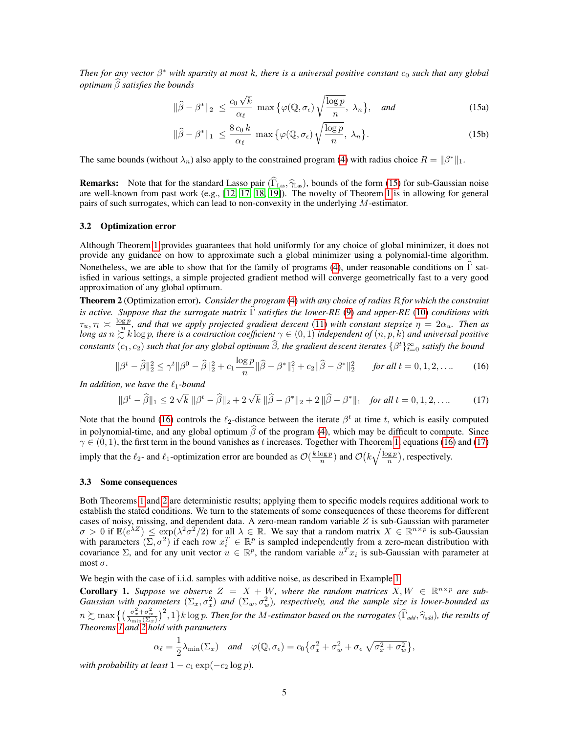*Then for any vector $\beta^*$ with sparsity at most $k$, there is a universal positive constant $c_0$ such that any global optimum $\widehat{\beta}$ satisfies the bounds*

$$\|\widehat{\beta} - \beta^*\|_2 \;\leq\; \frac{c_0 \sqrt{k}}{\alpha_\ell} \; \max\big\{\varphi(\mathbb{Q}, \sigma_\epsilon) \sqrt{\frac{\log p}{n}}, \; \lambda_n\big\}, \quad \textit{and} \tag{15a}$$

$$\|\widehat{\beta} - \beta^*\|_1 \;\leq\; \frac{8\, c_0\, k}{\alpha_\ell} \; \max\big\{\varphi(\mathbb{Q}, \sigma_\epsilon) \sqrt{\frac{\log p}{n}}, \; \lambda_n\big\}. \tag{15b}$$

The same bounds (without $\lambda_n$) also apply to the constrained program (4) with radius choice $R = \|\beta^*\|_1$.

**Remarks:** Note that for the standard Lasso pair $(\widehat{\Gamma}_{\text{Las}}, \widehat{\gamma}_{\text{Las}})$, bounds of the form (15) for sub-Gaussian noise are well-known from past work (e.g., [12, 17, 18, 19]). The novelty of Theorem 1 is in allowing for general pairs of such surrogates, which can lead to non-convexity in the underlying $M$-estimator.

### 3.2 Optimization error

Although Theorem 1 provides guarantees that hold uniformly for any choice of global minimizer, it does not provide any guidance on how to approximate such a global minimizer using a polynomial-time algorithm. Nonetheless, we are able to show that for the family of programs (4), under reasonable conditions on $\widehat{\Gamma}$ satisfied in various settings, a simple projected gradient method will converge geometrically fast to a very good approximation of any global optimum.

**Theorem 2** (Optimization error). *Consider the program (4) with any choice of radius $R$ for which the constraint is active. Suppose that the surrogate matrix $\widehat{\Gamma}$ satisfies the lower-RE (9) and upper-RE (10) conditions with $\tau_u, \tau_l \asymp \frac{\log p}{n}$, and that we apply projected gradient descent (11) with constant stepsize $\eta = 2\alpha_u$. Then as long as $n \succsim k \log p$, there is a contraction coefficient $\gamma \in (0, 1)$ independent of $(n, p, k)$ and universal positive constants $(c_1, c_2)$ such that for any global optimum $\widehat{\beta}$, the gradient descent iterates $\{\beta^t\}_{t=0}^\infty$ satisfy the bound*

$$\|\beta^t - \widehat{\beta}\|_2^2 \leq \gamma^t \|\beta^0 - \widehat{\beta}\|_2^2 + c_1 \frac{\log p}{n} \|\widehat{\beta} - \beta^*\|_1^2 + c_2 \|\widehat{\beta} - \beta^*\|_2^2 \qquad \textit{for all } t = 0, 1, 2, \ldots. \tag{16}$$

*In addition, we have the $\ell_1$-bound*

$$\|\beta^t - \widehat{\beta}\|_1 \leq 2\sqrt{k}\; \|\beta^t - \widehat{\beta}\|_2 + 2\sqrt{k}\; \|\widehat{\beta} - \beta^*\|_2 + 2\,\|\widehat{\beta} - \beta^*\|_1 \quad \textit{for all } t = 0, 1, 2, \ldots. \tag{17}$$

Note that the bound (16) controls the $\ell_2$-distance between the iterate $\beta^t$ at time $t$, which is easily computed in polynomial-time, and any global optimum $\widehat{\beta}$ of the program (4), which may be difficult to compute. Since $\gamma \in (0, 1)$, the first term in the bound vanishes as $t$ increases. Together with Theorem 1, equations (16) and (17) imply that the $\ell_2$- and $\ell_1$-optimization error are bounded as $\mathcal{O}(\frac{k \log p}{n})$ and $\mathcal{O}\big(k\sqrt{\frac{\log p}{n}}\big)$, respectively.

### 3.3 Some consequences

Both Theorems 1 and 2 are deterministic results; applying them to specific models requires additional work to establish the stated conditions. We turn to the statements of some consequences of these theorems for different cases of noisy, missing, and dependent data. A zero-mean random variable $Z$ is sub-Gaussian with parameter $\sigma > 0$ if $\mathbb{E}(e^{\lambda Z}) \leq \exp(\lambda^2 \sigma^2/2)$ for all $\lambda \in \mathbb{R}$. We say that a random matrix $X \in \mathbb{R}^{n \times p}$ is sub-Gaussian with parameters $(\Sigma, \sigma^2)$ if each row $x_i^T \in \mathbb{R}^p$ is sampled independently from a zero-mean distribution with covariance $\Sigma$, and for any unit vector $u \in \mathbb{R}^p$, the random variable $u^T x_i$ is sub-Gaussian with parameter at most $\sigma$.

We begin with the case of i.i.d. samples with additive noise, as described in Example 1.

**Corollary 1.** *Suppose we observe $Z = X + W$, where the random matrices $X, W \in \mathbb{R}^{n \times p}$ are sub-Gaussian with parameters $(\Sigma_x, \sigma_x^2)$ and $(\Sigma_w, \sigma_w^2)$, respectively, and the sample size is lower-bounded as $n \succsim \max\big\{\big(\frac{\sigma_x^2 + \sigma_w^2}{\lambda_{\min}(\Sigma_x)}\big)^2, 1\big\} k \log p$. Then for the $M$-estimator based on the surrogates $(\widehat{\Gamma}_{add}, \widehat{\gamma}_{add})$, the results of Theorems 1 and 2 hold with parameters*

$$\alpha_\ell = \frac{1}{2}\lambda_{\min}(\Sigma_x) \quad \textit{and} \quad \varphi(\mathbb{Q}, \sigma_\epsilon) = c_0 \big\{\sigma_x^2 + \sigma_w^2 + \sigma_\epsilon \, \sqrt{\sigma_x^2 + \sigma_w^2}\big\},$$

*with probability at least $1 - c_1 \exp(-c_2 \log p)$.*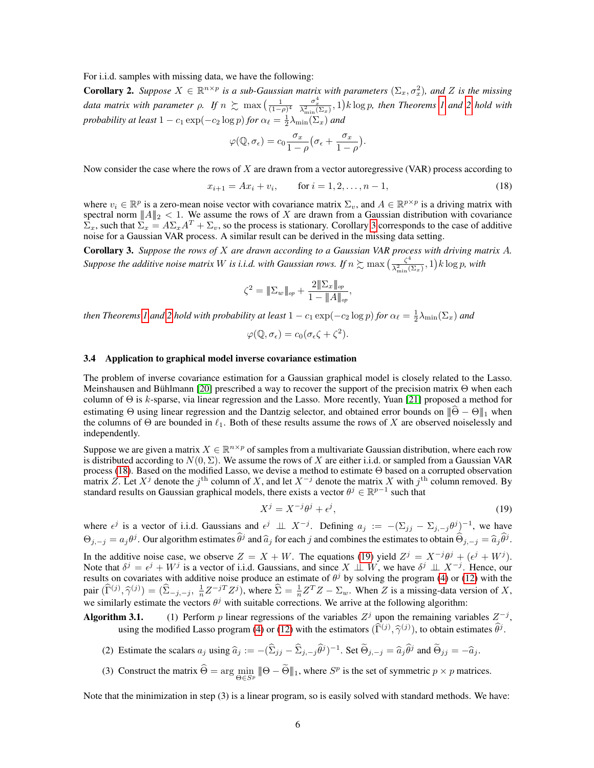For i.i.d. samples with missing data, we have the following:

**Corollary 2.** *Suppose $X \in \mathbb{R}^{n \times p}$ is a sub-Gaussian matrix with parameters $(\Sigma_x, \sigma_x^2)$, and $Z$ is the missing data matrix with parameter $\rho$. If $n \gtrsim \max\big(\frac{1}{(1-\rho)^4} \frac{\sigma_x^4}{\lambda_{\min}^2(\Sigma_x)}, 1\big) k \log p$, then Theorems 1 and 2 hold with probability at least $1 - c_1 \exp(-c_2 \log p)$ for $\alpha_\ell = \frac{1}{2}\lambda_{\min}(\Sigma_x)$ and*

$$\varphi(\mathbb{Q}, \sigma_\epsilon) = c_0 \frac{\sigma_x}{1-\rho}\big(\sigma_\epsilon + \frac{\sigma_x}{1-\rho}\big).$$

Now consider the case where the rows of $X$ are drawn from a vector autoregressive (VAR) process according to

$$x_{i+1} = A x_i + v_i, \qquad \text{for } i = 1, 2, \ldots, n-1, \tag{18}$$

where $v_i \in \mathbb{R}^p$ is a zero-mean noise vector with covariance matrix $\Sigma_v$, and $A \in \mathbb{R}^{p \times p}$ is a driving matrix with spectral norm $\|A\|_2 < 1$. We assume the rows of $X$ are drawn from a Gaussian distribution with covariance $\Sigma_x$, such that $\Sigma_x = A \Sigma_x A^T + \Sigma_v$, so the process is stationary. Corollary 3 corresponds to the case of additive noise for a Gaussian VAR process. A similar result can be derived in the missing data setting.

**Corollary 3.** *Suppose the rows of $X$ are drawn according to a Gaussian VAR process with driving matrix $A$. Suppose the additive noise matrix $W$ is i.i.d. with Gaussian rows. If $n \gtrsim \max\big(\frac{\zeta^4}{\lambda_{\min}^2(\Sigma_x)}, 1\big) k \log p$, with*

$$\zeta^2 = \|\Sigma_w\|_{op} + \frac{2\|\Sigma_x\|_{op}}{1 - \|A\|_{op}},$$

*then Theorems 1 and 2 hold with probability at least $1 - c_1 \exp(-c_2 \log p)$ for $\alpha_\ell = \frac{1}{2}\lambda_{\min}(\Sigma_x)$ and*

$$\varphi(\mathbb{Q}, \sigma_\epsilon) = c_0(\sigma_\epsilon \zeta + \zeta^2).$$

### 3.4 Application to graphical model inverse covariance estimation

The problem of inverse covariance estimation for a Gaussian graphical model is closely related to the Lasso. Meinshausen and Bühlmann [20] prescribed a way to recover the support of the precision matrix $\Theta$ when each column of $\Theta$ is $k$-sparse, via linear regression and the Lasso. More recently, Yuan [21] proposed a method for estimating $\Theta$ using linear regression and the Dantzig selector, and obtained error bounds on $\|\widehat{\Theta} - \Theta\|_1$ when the columns of $\Theta$ are bounded in $\ell_1$. Both of these results assume the rows of $X$ are observed noiselessly and independently.

Suppose we are given a matrix $X \in \mathbb{R}^{n \times p}$ of samples from a multivariate Gaussian distribution, where each row is distributed according to $N(0, \Sigma)$. We assume the rows of $X$ are either i.i.d. or sampled from a Gaussian VAR process (18). Based on the modified Lasso, we devise a method to estimate $\Theta$ based on a corrupted observation matrix $Z$. Let $X^j$ denote the $j^{\text{th}}$ column of $X$, and let $X^{-j}$ denote the matrix $X$ with $j^{\text{th}}$ column removed. By standard results on Gaussian graphical models, there exists a vector $\theta^j \in \mathbb{R}^{p-1}$ such that

$$X^j = X^{-j}\theta^j + \epsilon^j, \tag{19}$$

where $\epsilon^j$ is a vector of i.i.d. Gaussians and $\epsilon^j \perp\!\!\!\perp X^{-j}$. Defining $a_j := -(\Sigma_{jj} - \Sigma_{j,-j}\theta^j)^{-1}$, we have $\Theta_{j,-j} = a_j \theta^j$. Our algorithm estimates $\widehat{\theta}^j$ and $\widehat{a}_j$ for each $j$ and combines the estimates to obtain $\widehat{\Theta}_{j,-j} = \widehat{a}_j \widehat{\theta}^j$.

In the additive noise case, we observe $Z = X + W$. The equations (19) yield $Z^j = X^{-j}\theta^j + (\epsilon^j + W^j)$. Note that $\delta^j = \epsilon^j + W^j$ is a vector of i.i.d. Gaussians, and since $X \perp\!\!\!\perp W$, we have $\delta^j \perp\!\!\!\perp X^{-j}$. Hence, our results on covariates with additive noise produce an estimate of $\theta^j$ by solving the program (4) or (12) with the pair $(\widehat{\Gamma}^{(j)}, \widehat{\gamma}^{(j)}) = (\widehat{\Sigma}_{-j,-j}, \frac{1}{n} Z^{-jT} Z^j)$, where $\widehat{\Sigma} = \frac{1}{n} Z^T Z - \Sigma_w$. When $Z$ is a missing-data version of $X$, we similarly estimate the vectors $\theta^j$ with suitable corrections. We arrive at the following algorithm:

**Algorithm 3.1.** (1) Perform $p$ linear regressions of the variables $Z^j$ upon the remaining variables $Z^{-j}$, using the modified Lasso program (4) or (12) with the estimators $(\widehat{\Gamma}^{(j)}, \widehat{\gamma}^{(j)})$, to obtain estimates $\widehat{\theta}^j$.

(2) Estimate the scalars $a_j$ using $\widehat{a}_j := -(\widehat{\Sigma}_{jj} - \widehat{\Sigma}_{j,-j}\widehat{\theta}^j)^{-1}$. Set $\widetilde{\Theta}_{j,-j} = \widehat{a}_j \widehat{\theta}^j$ and $\widetilde{\Theta}_{jj} = -\widehat{a}_j$.

(3) Construct the matrix $\widehat{\Theta} = \arg\min_{\Theta \in S^p} \|\Theta - \widetilde{\Theta}\|_1$, where $S^p$ is the set of symmetric $p \times p$ matrices.

Note that the minimization in step (3) is a linear program, so is easily solved with standard methods. We have: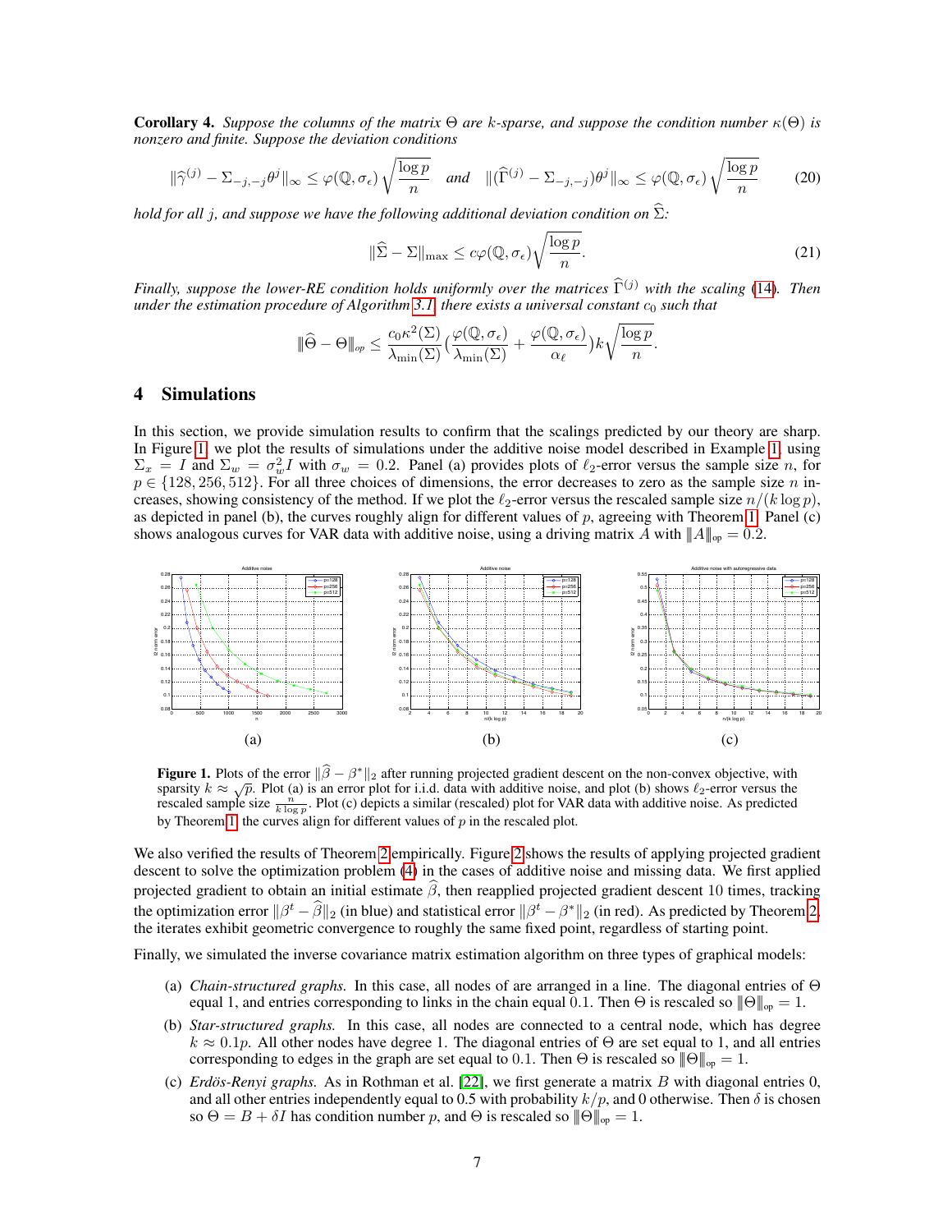**Corollary 4.** *Suppose the columns of the matrix $\Theta$ are $k$-sparse, and suppose the condition number $\kappa(\Theta)$ is nonzero and finite. Suppose the deviation conditions*

$$\|\widehat{\gamma}^{(j)} - \Sigma_{-j,-j}\theta^j\|_\infty \leq \varphi(\mathbb{Q}, \sigma_\epsilon)\sqrt{\frac{\log p}{n}} \quad \text{and} \quad \|(\widehat{\Gamma}^{(j)} - \Sigma_{-j,-j})\theta^j\|_\infty \leq \varphi(\mathbb{Q}, \sigma_\epsilon)\sqrt{\frac{\log p}{n}} \tag{20}$$

*hold for all $j$, and suppose we have the following additional deviation condition on $\widehat{\Sigma}$:*

$$\|\widehat{\Sigma} - \Sigma\|_{\max} \leq c\varphi(\mathbb{Q}, \sigma_\epsilon)\sqrt{\frac{\log p}{n}}. \tag{21}$$

*Finally, suppose the lower-RE condition holds uniformly over the matrices $\widehat{\Gamma}^{(j)}$ with the scaling (14). Then under the estimation procedure of Algorithm 3.1, there exists a universal constant $c_0$ such that*

$$|||\widehat{\Theta} - \Theta|||_{op} \leq \frac{c_0\kappa^2(\Sigma)}{\lambda_{\min}(\Sigma)}\left(\frac{\varphi(\mathbb{Q}, \sigma_\epsilon)}{\lambda_{\min}(\Sigma)} + \frac{\varphi(\mathbb{Q}, \sigma_\epsilon)}{\alpha_\ell}\right)k\sqrt{\frac{\log p}{n}}.$$

## 4 Simulations

In this section, we provide simulation results to confirm that the scalings predicted by our theory are sharp. In Figure 1, we plot the results of simulations under the additive noise model described in Example 1, using $\Sigma_x = I$ and $\Sigma_w = \sigma_w^2 I$ with $\sigma_w = 0.2$. Panel (a) provides plots of $\ell_2$-error versus the sample size $n$, for $p \in \{128, 256, 512\}$. For all three choices of dimensions, the error decreases to zero as the sample size $n$ increases, showing consistency of the method. If we plot the $\ell_2$-error versus the rescaled sample size $n/(k \log p)$, as depicted in panel (b), the curves roughly align for different values of $p$, agreeing with Theorem 1. Panel (c) shows analogous curves for VAR data with additive noise, using a driving matrix $A$ with $|||A|||_{op} = 0.2$.

(a) (b) (c)

**Figure 1.** Plots of the error $\|\widehat{\beta} - \beta^*\|_2$ after running projected gradient descent on the non-convex objective, with sparsity $k \approx \sqrt{p}$. Plot (a) is an error plot for i.i.d. data with additive noise, and plot (b) shows $\ell_2$-error versus the rescaled sample size $\frac{n}{k \log p}$. Plot (c) depicts a similar (rescaled) plot for VAR data with additive noise. As predicted by Theorem 1, the curves align for different values of $p$ in the rescaled plot.

We also verified the results of Theorem 2 empirically. Figure 2 shows the results of applying projected gradient descent to solve the optimization problem (4) in the cases of additive noise and missing data. We first applied projected gradient to obtain an initial estimate $\widehat{\beta}$, then reapplied projected gradient descent 10 times, tracking the optimization error $\|\beta^t - \widehat{\beta}\|_2$ (in blue) and statistical error $\|\beta^t - \beta^*\|_2$ (in red). As predicted by Theorem 2, the iterates exhibit geometric convergence to roughly the same fixed point, regardless of starting point.

Finally, we simulated the inverse covariance matrix estimation algorithm on three types of graphical models:

(a) *Chain-structured graphs.* In this case, all nodes of are arranged in a line. The diagonal entries of $\Theta$ equal 1, and entries corresponding to links in the chain equal 0.1. Then $\Theta$ is rescaled so $|||\Theta|||_{op} = 1$.

(b) *Star-structured graphs.* In this case, all nodes are connected to a central node, which has degree $k \approx 0.1p$. All other nodes have degree 1. The diagonal entries of $\Theta$ are set equal to 1, and all entries corresponding to edges in the graph are set equal to 0.1. Then $\Theta$ is rescaled so $|||\Theta|||_{op} = 1$.

(c) *Erdös-Renyi graphs.* As in Rothman et al. [22], we first generate a matrix $B$ with diagonal entries 0, and all other entries independently equal to 0.5 with probability $k/p$, and 0 otherwise. Then $\delta$ is chosen so $\Theta = B + \delta I$ has condition number $p$, and $\Theta$ is rescaled so $|||\Theta|||_{op} = 1$.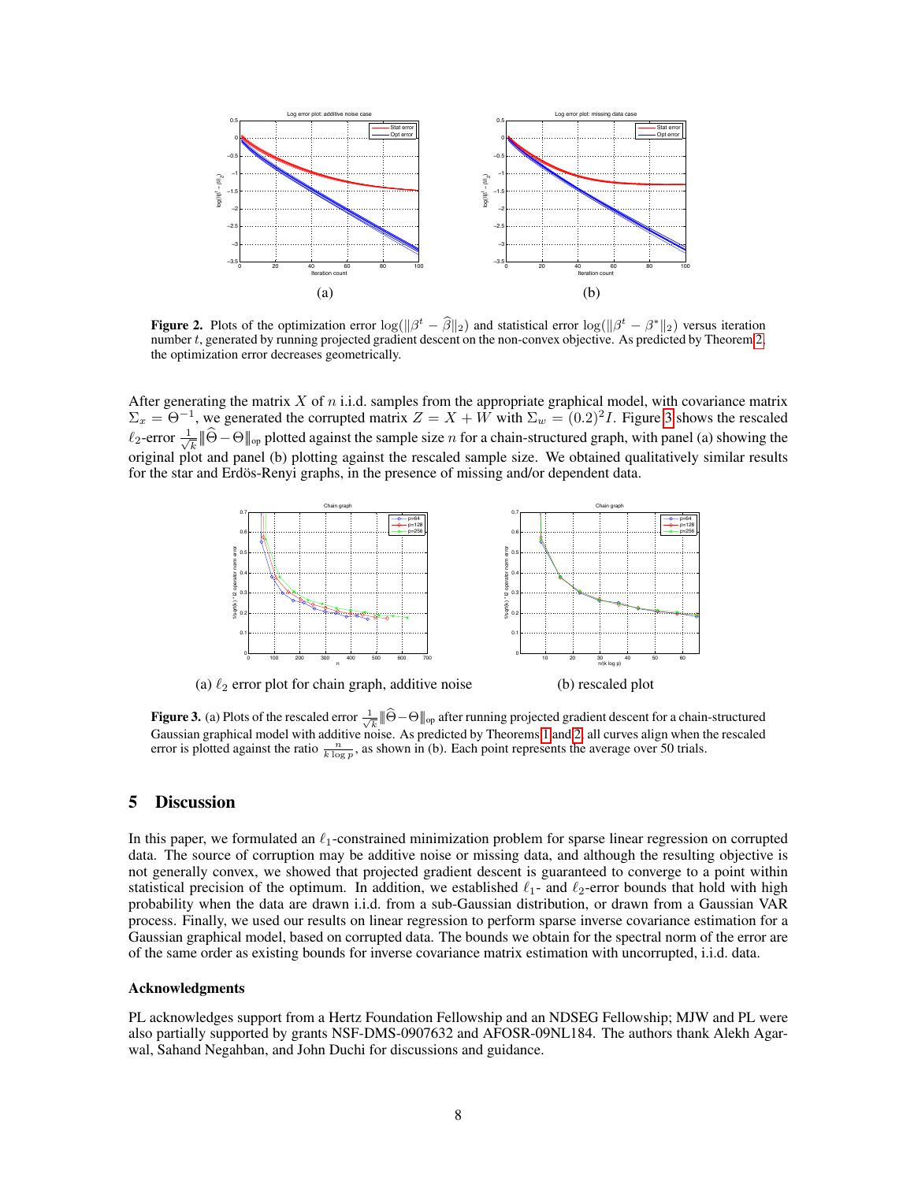**Figure 2.** Plots of the optimization error $\log(\|\beta^t - \widehat{\beta}\|_2)$ and statistical error $\log(\|\beta^t - \beta^*\|_2)$ versus iteration number $t$, generated by running projected gradient descent on the non-convex objective. As predicted by Theorem 2, the optimization error decreases geometrically.

After generating the matrix $X$ of $n$ i.i.d. samples from the appropriate graphical model, with covariance matrix $\Sigma_x = \Theta^{-1}$, we generated the corrupted matrix $Z = X + W$ with $\Sigma_w = (0.2)^2 I$. Figure 3 shows the rescaled $\ell_2$-error $\frac{1}{\sqrt{k}}|||\widehat{\Theta} - \Theta|||_{\text{op}}$ plotted against the sample size $n$ for a chain-structured graph, with panel (a) showing the original plot and panel (b) plotting against the rescaled sample size. We obtained qualitatively similar results for the star and Erdös-Renyi graphs, in the presence of missing and/or dependent data.

(a) $\ell_2$ error plot for chain graph, additive noise

(b) rescaled plot

**Figure 3.** (a) Plots of the rescaled error $\frac{1}{\sqrt{k}}|||\widehat{\Theta} - \Theta|||_{\text{op}}$ after running projected gradient descent for a chain-structured Gaussian graphical model with additive noise. As predicted by Theorems 1 and 2, all curves align when the rescaled error is plotted against the ratio $\frac{n}{k \log p}$, as shown in (b). Each point represents the average over 50 trials.

## 5 Discussion

In this paper, we formulated an $\ell_1$-constrained minimization problem for sparse linear regression on corrupted data. The source of corruption may be additive noise or missing data, and although the resulting objective is not generally convex, we showed that projected gradient descent is guaranteed to converge to a point within statistical precision of the optimum. In addition, we established $\ell_1$- and $\ell_2$-error bounds that hold with high probability when the data are drawn i.i.d. from a sub-Gaussian distribution, or drawn from a Gaussian VAR process. Finally, we used our results on linear regression to perform sparse inverse covariance estimation for a Gaussian graphical model, based on corrupted data. The bounds we obtain for the spectral norm of the error are of the same order as existing bounds for inverse covariance matrix estimation with uncorrupted, i.i.d. data.

### Acknowledgments

PL acknowledges support from a Hertz Foundation Fellowship and an NDSEG Fellowship; MJW and PL were also partially supported by grants NSF-DMS-0907632 and AFOSR-09NL184. The authors thank Alekh Agarwal, Sahand Negahban, and John Duchi for discussions and guidance.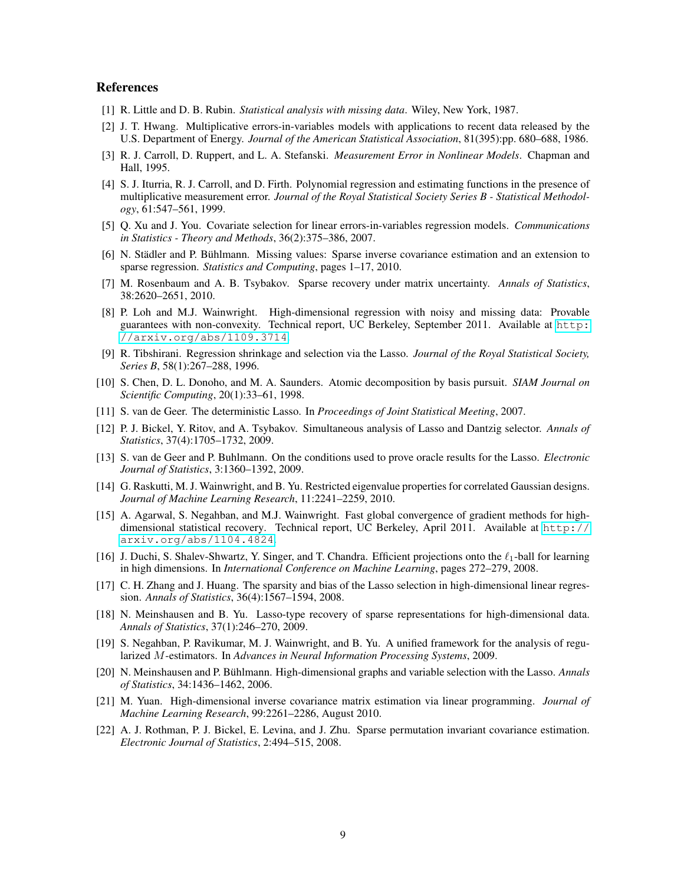## References

[1] R. Little and D. B. Rubin. *Statistical analysis with missing data*. Wiley, New York, 1987.

[2] J. T. Hwang. Multiplicative errors-in-variables models with applications to recent data released by the U.S. Department of Energy. *Journal of the American Statistical Association*, 81(395):pp. 680–688, 1986.

[3] R. J. Carroll, D. Ruppert, and L. A. Stefanski. *Measurement Error in Nonlinear Models*. Chapman and Hall, 1995.

[4] S. J. Iturria, R. J. Carroll, and D. Firth. Polynomial regression and estimating functions in the presence of multiplicative measurement error. *Journal of the Royal Statistical Society Series B - Statistical Methodology*, 61:547–561, 1999.

[5] Q. Xu and J. You. Covariate selection for linear errors-in-variables regression models. *Communications in Statistics - Theory and Methods*, 36(2):375–386, 2007.

[6] N. Städler and P. Bühlmann. Missing values: Sparse inverse covariance estimation and an extension to sparse regression. *Statistics and Computing*, pages 1–17, 2010.

[7] M. Rosenbaum and A. B. Tsybakov. Sparse recovery under matrix uncertainty. *Annals of Statistics*, 38:2620–2651, 2010.

[8] P. Loh and M.J. Wainwright. High-dimensional regression with noisy and missing data: Provable guarantees with non-convexity. Technical report, UC Berkeley, September 2011. Available at http://arxiv.org/abs/1109.3714.

[9] R. Tibshirani. Regression shrinkage and selection via the Lasso. *Journal of the Royal Statistical Society, Series B*, 58(1):267–288, 1996.

[10] S. Chen, D. L. Donoho, and M. A. Saunders. Atomic decomposition by basis pursuit. *SIAM Journal on Scientific Computing*, 20(1):33–61, 1998.

[11] S. van de Geer. The deterministic Lasso. In *Proceedings of Joint Statistical Meeting*, 2007.

[12] P. J. Bickel, Y. Ritov, and A. Tsybakov. Simultaneous analysis of Lasso and Dantzig selector. *Annals of Statistics*, 37(4):1705–1732, 2009.

[13] S. van de Geer and P. Buhlmann. On the conditions used to prove oracle results for the Lasso. *Electronic Journal of Statistics*, 3:1360–1392, 2009.

[14] G. Raskutti, M. J. Wainwright, and B. Yu. Restricted eigenvalue properties for correlated Gaussian designs. *Journal of Machine Learning Research*, 11:2241–2259, 2010.

[15] A. Agarwal, S. Negahban, and M.J. Wainwright. Fast global convergence of gradient methods for high-dimensional statistical recovery. Technical report, UC Berkeley, April 2011. Available at http://arxiv.org/abs/1104.4824.

[16] J. Duchi, S. Shalev-Shwartz, Y. Singer, and T. Chandra. Efficient projections onto the $\ell_1$-ball for learning in high dimensions. In *International Conference on Machine Learning*, pages 272–279, 2008.

[17] C. H. Zhang and J. Huang. The sparsity and bias of the Lasso selection in high-dimensional linear regression. *Annals of Statistics*, 36(4):1567–1594, 2008.

[18] N. Meinshausen and B. Yu. Lasso-type recovery of sparse representations for high-dimensional data. *Annals of Statistics*, 37(1):246–270, 2009.

[19] S. Negahban, P. Ravikumar, M. J. Wainwright, and B. Yu. A unified framework for the analysis of regularized $M$-estimators. In *Advances in Neural Information Processing Systems*, 2009.

[20] N. Meinshausen and P. Bühlmann. High-dimensional graphs and variable selection with the Lasso. *Annals of Statistics*, 34:1436–1462, 2006.

[21] M. Yuan. High-dimensional inverse covariance matrix estimation via linear programming. *Journal of Machine Learning Research*, 99:2261–2286, August 2010.

[22] A. J. Rothman, P. J. Bickel, E. Levina, and J. Zhu. Sparse permutation invariant covariance estimation. *Electronic Journal of Statistics*, 2:494–515, 2008.